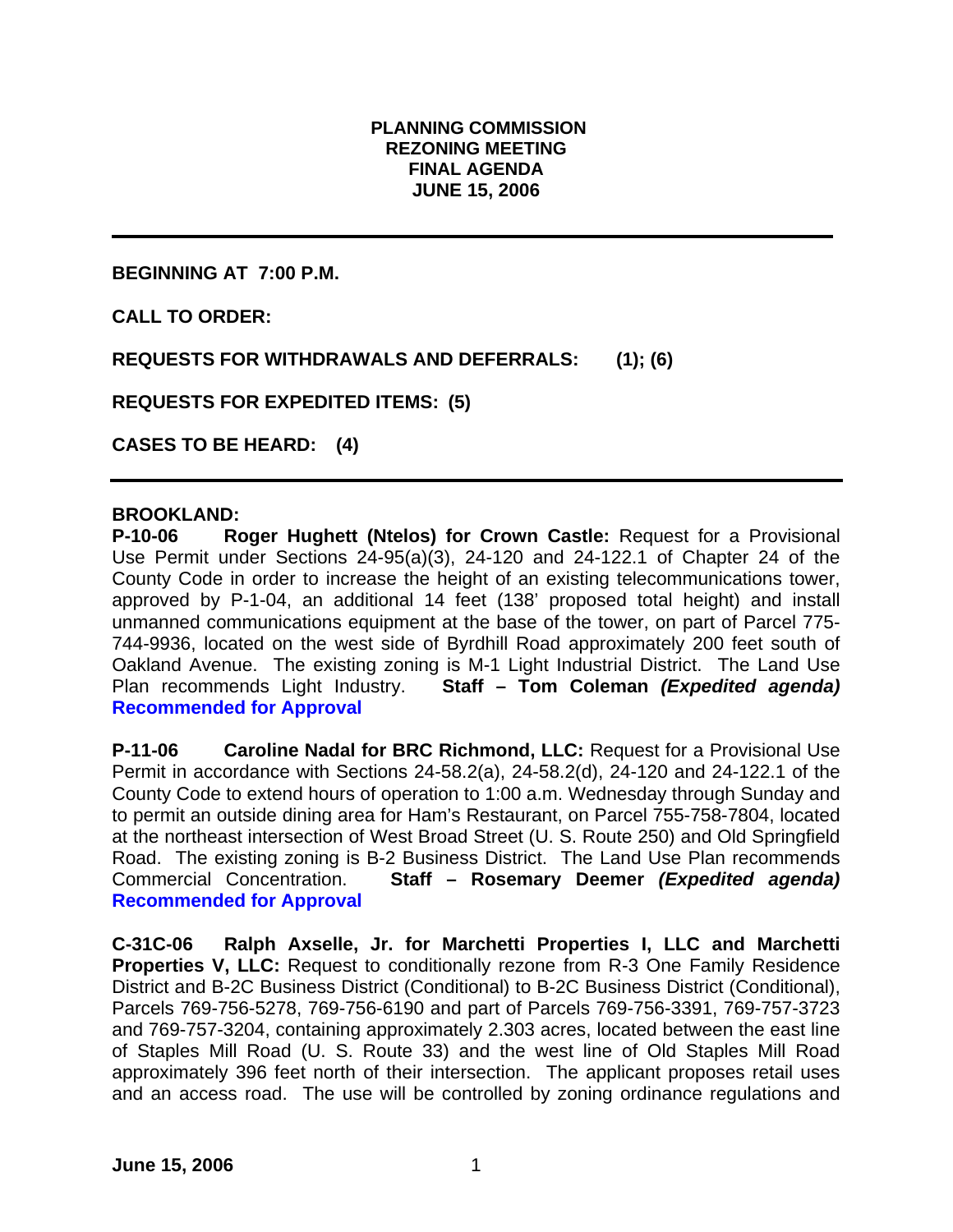**PLANNING COMMISSION**
**REZONING MEETING**
**FINAL AGENDA**
**JUNE 15, 2006**

---

**BEGINNING AT 7:00 P.M.**

**CALL TO ORDER:**

**REQUESTS FOR WITHDRAWALS AND DEFERRALS: (1); (6)**

**REQUESTS FOR EXPEDITED ITEMS: (5)**

**CASES TO BE HEARD: (4)**

---

**BROOKLAND:**

**P-10-06 Roger Hughett (Ntelos) for Crown Castle:** Request for a Provisional Use Permit under Sections 24-95(a)(3), 24-120 and 24-122.1 of Chapter 24 of the County Code in order to increase the height of an existing telecommunications tower, approved by P-1-04, an additional 14 feet (138' proposed total height) and install unmanned communications equipment at the base of the tower, on part of Parcel 775-744-9936, located on the west side of Byrdhill Road approximately 200 feet south of Oakland Avenue. The existing zoning is M-1 Light Industrial District. The Land Use Plan recommends Light Industry. **Staff – Tom Coleman *(Expedited agenda)*** **Recommended for Approval**

**P-11-06 Caroline Nadal for BRC Richmond, LLC:** Request for a Provisional Use Permit in accordance with Sections 24-58.2(a), 24-58.2(d), 24-120 and 24-122.1 of the County Code to extend hours of operation to 1:00 a.m. Wednesday through Sunday and to permit an outside dining area for Ham's Restaurant, on Parcel 755-758-7804, located at the northeast intersection of West Broad Street (U. S. Route 250) and Old Springfield Road. The existing zoning is B-2 Business District. The Land Use Plan recommends Commercial Concentration. **Staff – Rosemary Deemer *(Expedited agenda)*** **Recommended for Approval**

**C-31C-06 Ralph Axselle, Jr. for Marchetti Properties I, LLC and Marchetti Properties V, LLC:** Request to conditionally rezone from R-3 One Family Residence District and B-2C Business District (Conditional) to B-2C Business District (Conditional), Parcels 769-756-5278, 769-756-6190 and part of Parcels 769-756-3391, 769-757-3723 and 769-757-3204, containing approximately 2.303 acres, located between the east line of Staples Mill Road (U. S. Route 33) and the west line of Old Staples Mill Road approximately 396 feet north of their intersection. The applicant proposes retail uses and an access road. The use will be controlled by zoning ordinance regulations and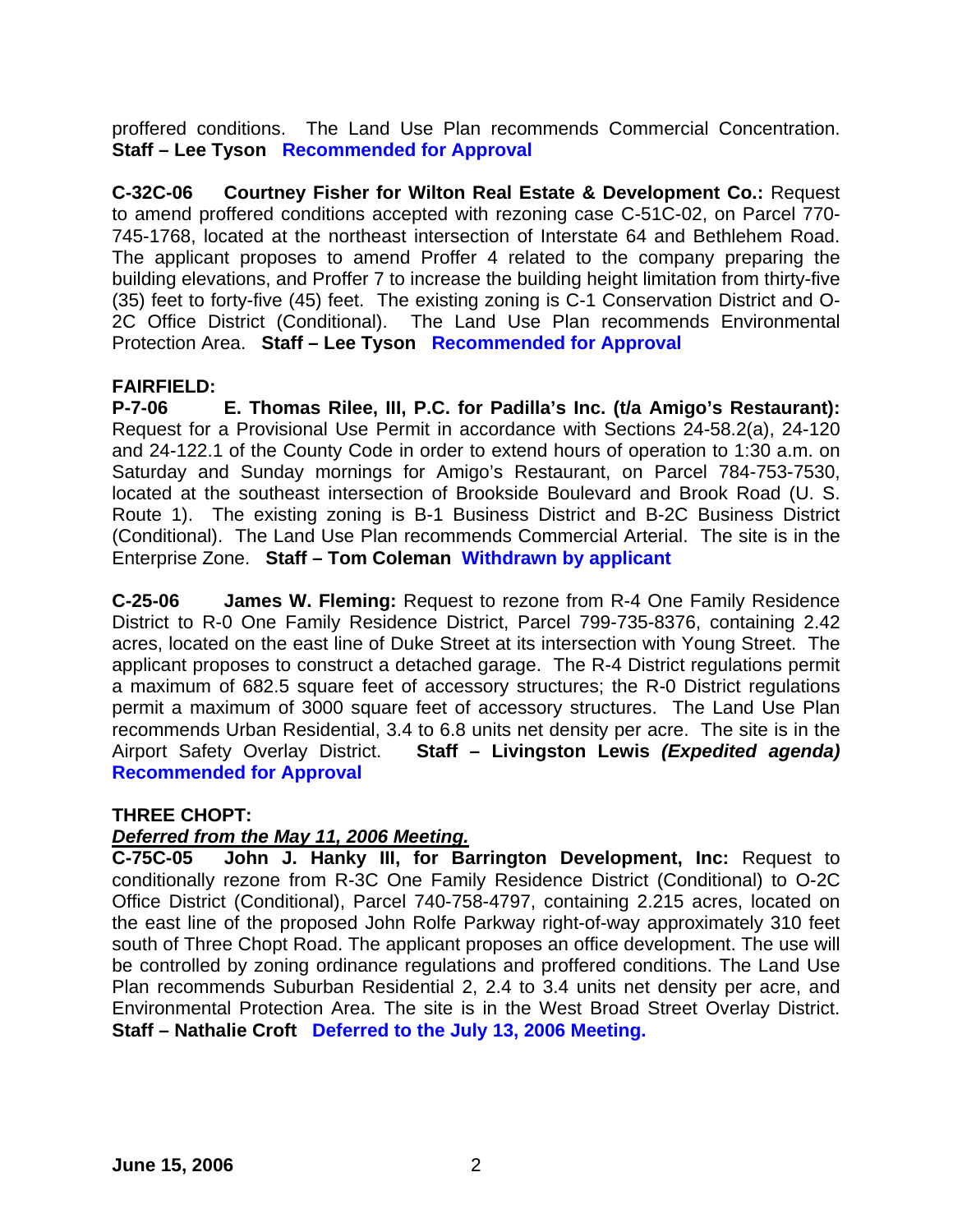proffered conditions. The Land Use Plan recommends Commercial Concentration. **Staff – Lee Tyson** **Recommended for Approval**

**C-32C-06 Courtney Fisher for Wilton Real Estate & Development Co.:** Request to amend proffered conditions accepted with rezoning case C-51C-02, on Parcel 770-745-1768, located at the northeast intersection of Interstate 64 and Bethlehem Road. The applicant proposes to amend Proffer 4 related to the company preparing the building elevations, and Proffer 7 to increase the building height limitation from thirty-five (35) feet to forty-five (45) feet. The existing zoning is C-1 Conservation District and O-2C Office District (Conditional). The Land Use Plan recommends Environmental Protection Area. **Staff – Lee Tyson** **Recommended for Approval**

**FAIRFIELD:**

**P-7-06 E. Thomas Rilee, III, P.C. for Padilla's Inc. (t/a Amigo's Restaurant):** Request for a Provisional Use Permit in accordance with Sections 24-58.2(a), 24-120 and 24-122.1 of the County Code in order to extend hours of operation to 1:30 a.m. on Saturday and Sunday mornings for Amigo's Restaurant, on Parcel 784-753-7530, located at the southeast intersection of Brookside Boulevard and Brook Road (U. S. Route 1). The existing zoning is B-1 Business District and B-2C Business District (Conditional). The Land Use Plan recommends Commercial Arterial. The site is in the Enterprise Zone. **Staff – Tom Coleman** **Withdrawn by applicant**

**C-25-06 James W. Fleming:** Request to rezone from R-4 One Family Residence District to R-0 One Family Residence District, Parcel 799-735-8376, containing 2.42 acres, located on the east line of Duke Street at its intersection with Young Street. The applicant proposes to construct a detached garage. The R-4 District regulations permit a maximum of 682.5 square feet of accessory structures; the R-0 District regulations permit a maximum of 3000 square feet of accessory structures. The Land Use Plan recommends Urban Residential, 3.4 to 6.8 units net density per acre. The site is in the Airport Safety Overlay District. **Staff – Livingston Lewis** ***(Expedited agenda)*** **Recommended for Approval**

**THREE CHOPT:**

***Deferred from the May 11, 2006 Meeting.***

**C-75C-05 John J. Hanky III, for Barrington Development, Inc:** Request to conditionally rezone from R-3C One Family Residence District (Conditional) to O-2C Office District (Conditional), Parcel 740-758-4797, containing 2.215 acres, located on the east line of the proposed John Rolfe Parkway right-of-way approximately 310 feet south of Three Chopt Road. The applicant proposes an office development. The use will be controlled by zoning ordinance regulations and proffered conditions. The Land Use Plan recommends Suburban Residential 2, 2.4 to 3.4 units net density per acre, and Environmental Protection Area. The site is in the West Broad Street Overlay District. **Staff – Nathalie Croft** **Deferred to the July 13, 2006 Meeting.**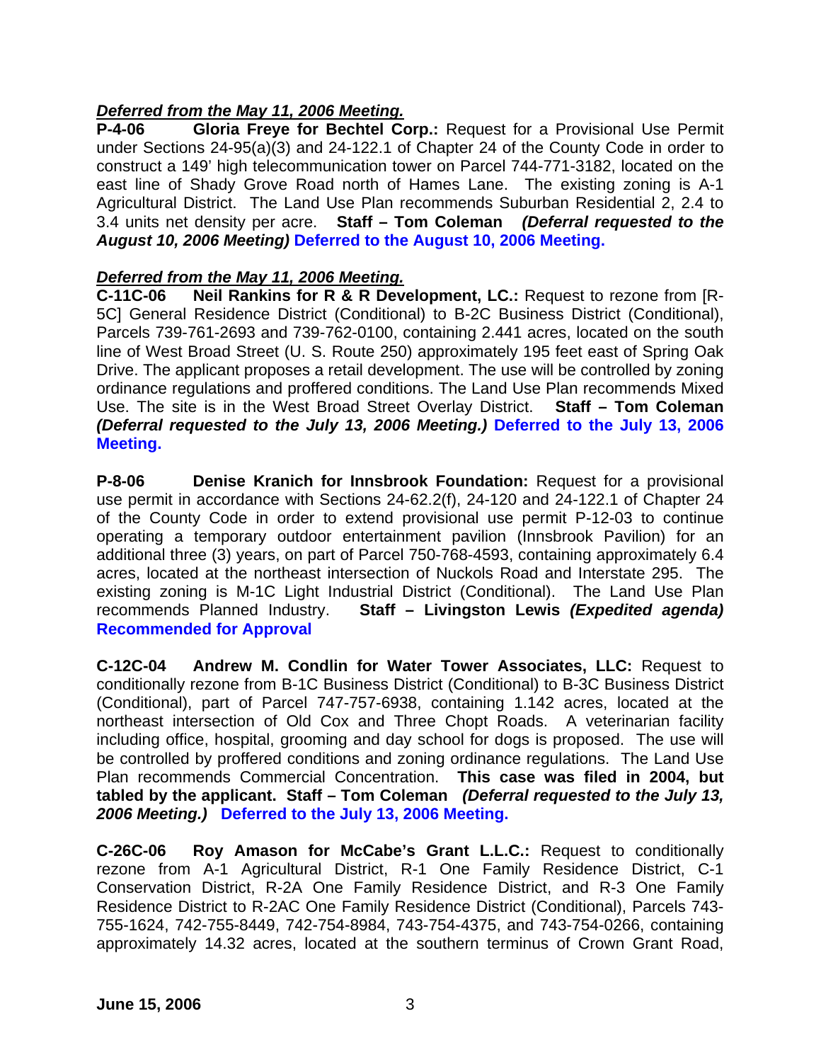***Deferred from the May 11, 2006 Meeting.***

**P-4-06 Gloria Freye for Bechtel Corp.:** Request for a Provisional Use Permit under Sections 24-95(a)(3) and 24-122.1 of Chapter 24 of the County Code in order to construct a 149' high telecommunication tower on Parcel 744-771-3182, located on the east line of Shady Grove Road north of Hames Lane. The existing zoning is A-1 Agricultural District. The Land Use Plan recommends Suburban Residential 2, 2.4 to 3.4 units net density per acre. **Staff – Tom Coleman** ***(Deferral requested to the August 10, 2006 Meeting)*** **Deferred to the August 10, 2006 Meeting.**

***Deferred from the May 11, 2006 Meeting.***

**C-11C-06 Neil Rankins for R & R Development, LC.:** Request to rezone from [R-5C] General Residence District (Conditional) to B-2C Business District (Conditional), Parcels 739-761-2693 and 739-762-0100, containing 2.441 acres, located on the south line of West Broad Street (U. S. Route 250) approximately 195 feet east of Spring Oak Drive. The applicant proposes a retail development. The use will be controlled by zoning ordinance regulations and proffered conditions. The Land Use Plan recommends Mixed Use. The site is in the West Broad Street Overlay District. **Staff – Tom Coleman** ***(Deferral requested to the July 13, 2006 Meeting.)*** **Deferred to the July 13, 2006 Meeting.**

**P-8-06 Denise Kranich for Innsbrook Foundation:** Request for a provisional use permit in accordance with Sections 24-62.2(f), 24-120 and 24-122.1 of Chapter 24 of the County Code in order to extend provisional use permit P-12-03 to continue operating a temporary outdoor entertainment pavilion (Innsbrook Pavilion) for an additional three (3) years, on part of Parcel 750-768-4593, containing approximately 6.4 acres, located at the northeast intersection of Nuckols Road and Interstate 295. The existing zoning is M-1C Light Industrial District (Conditional). The Land Use Plan recommends Planned Industry. **Staff – Livingston Lewis** ***(Expedited agenda)*** **Recommended for Approval**

**C-12C-04 Andrew M. Condlin for Water Tower Associates, LLC:** Request to conditionally rezone from B-1C Business District (Conditional) to B-3C Business District (Conditional), part of Parcel 747-757-6938, containing 1.142 acres, located at the northeast intersection of Old Cox and Three Chopt Roads. A veterinarian facility including office, hospital, grooming and day school for dogs is proposed. The use will be controlled by proffered conditions and zoning ordinance regulations. The Land Use Plan recommends Commercial Concentration. **This case was filed in 2004, but tabled by the applicant. Staff – Tom Coleman** ***(Deferral requested to the July 13, 2006 Meeting.)*** **Deferred to the July 13, 2006 Meeting.**

**C-26C-06 Roy Amason for McCabe's Grant L.L.C.:** Request to conditionally rezone from A-1 Agricultural District, R-1 One Family Residence District, C-1 Conservation District, R-2A One Family Residence District, and R-3 One Family Residence District to R-2AC One Family Residence District (Conditional), Parcels 743-755-1624, 742-755-8449, 742-754-8984, 743-754-4375, and 743-754-0266, containing approximately 14.32 acres, located at the southern terminus of Crown Grant Road,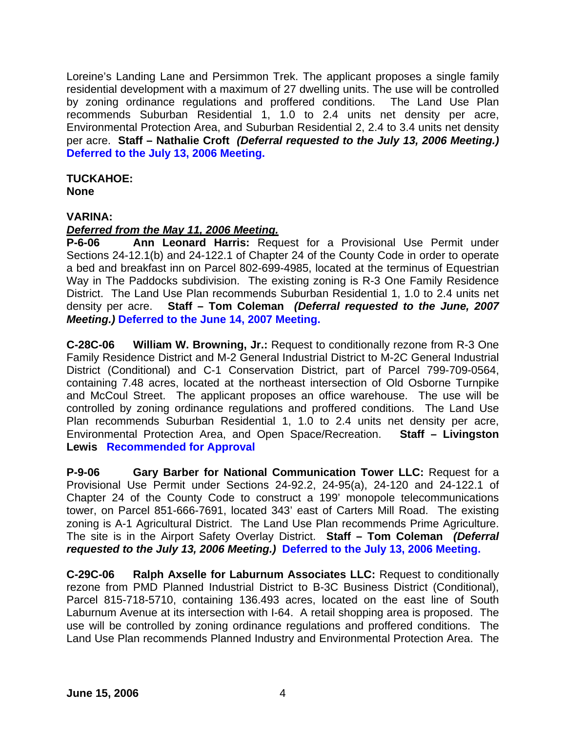Loreine's Landing Lane and Persimmon Trek. The applicant proposes a single family residential development with a maximum of 27 dwelling units. The use will be controlled by zoning ordinance regulations and proffered conditions. The Land Use Plan recommends Suburban Residential 1, 1.0 to 2.4 units net density per acre, Environmental Protection Area, and Suburban Residential 2, 2.4 to 3.4 units net density per acre. **Staff – Nathalie Croft** ***(Deferral requested to the July 13, 2006 Meeting.)*** **Deferred to the July 13, 2006 Meeting.**

**TUCKAHOE:**
**None**

**VARINA:**
***Deferred from the May 11, 2006 Meeting.***
**P-6-06 Ann Leonard Harris:** Request for a Provisional Use Permit under Sections 24-12.1(b) and 24-122.1 of Chapter 24 of the County Code in order to operate a bed and breakfast inn on Parcel 802-699-4985, located at the terminus of Equestrian Way in The Paddocks subdivision. The existing zoning is R-3 One Family Residence District. The Land Use Plan recommends Suburban Residential 1, 1.0 to 2.4 units net density per acre. **Staff – Tom Coleman** ***(Deferral requested to the June, 2007 Meeting.)*** **Deferred to the June 14, 2007 Meeting.**

**C-28C-06 William W. Browning, Jr.:** Request to conditionally rezone from R-3 One Family Residence District and M-2 General Industrial District to M-2C General Industrial District (Conditional) and C-1 Conservation District, part of Parcel 799-709-0564, containing 7.48 acres, located at the northeast intersection of Old Osborne Turnpike and McCoul Street. The applicant proposes an office warehouse. The use will be controlled by zoning ordinance regulations and proffered conditions. The Land Use Plan recommends Suburban Residential 1, 1.0 to 2.4 units net density per acre, Environmental Protection Area, and Open Space/Recreation. **Staff – Livingston Lewis** **Recommended for Approval**

**P-9-06 Gary Barber for National Communication Tower LLC:** Request for a Provisional Use Permit under Sections 24-92.2, 24-95(a), 24-120 and 24-122.1 of Chapter 24 of the County Code to construct a 199' monopole telecommunications tower, on Parcel 851-666-7691, located 343' east of Carters Mill Road. The existing zoning is A-1 Agricultural District. The Land Use Plan recommends Prime Agriculture. The site is in the Airport Safety Overlay District. **Staff – Tom Coleman** ***(Deferral requested to the July 13, 2006 Meeting.)*** **Deferred to the July 13, 2006 Meeting.**

**C-29C-06 Ralph Axselle for Laburnum Associates LLC:** Request to conditionally rezone from PMD Planned Industrial District to B-3C Business District (Conditional), Parcel 815-718-5710, containing 136.493 acres, located on the east line of South Laburnum Avenue at its intersection with I-64. A retail shopping area is proposed. The use will be controlled by zoning ordinance regulations and proffered conditions. The Land Use Plan recommends Planned Industry and Environmental Protection Area. The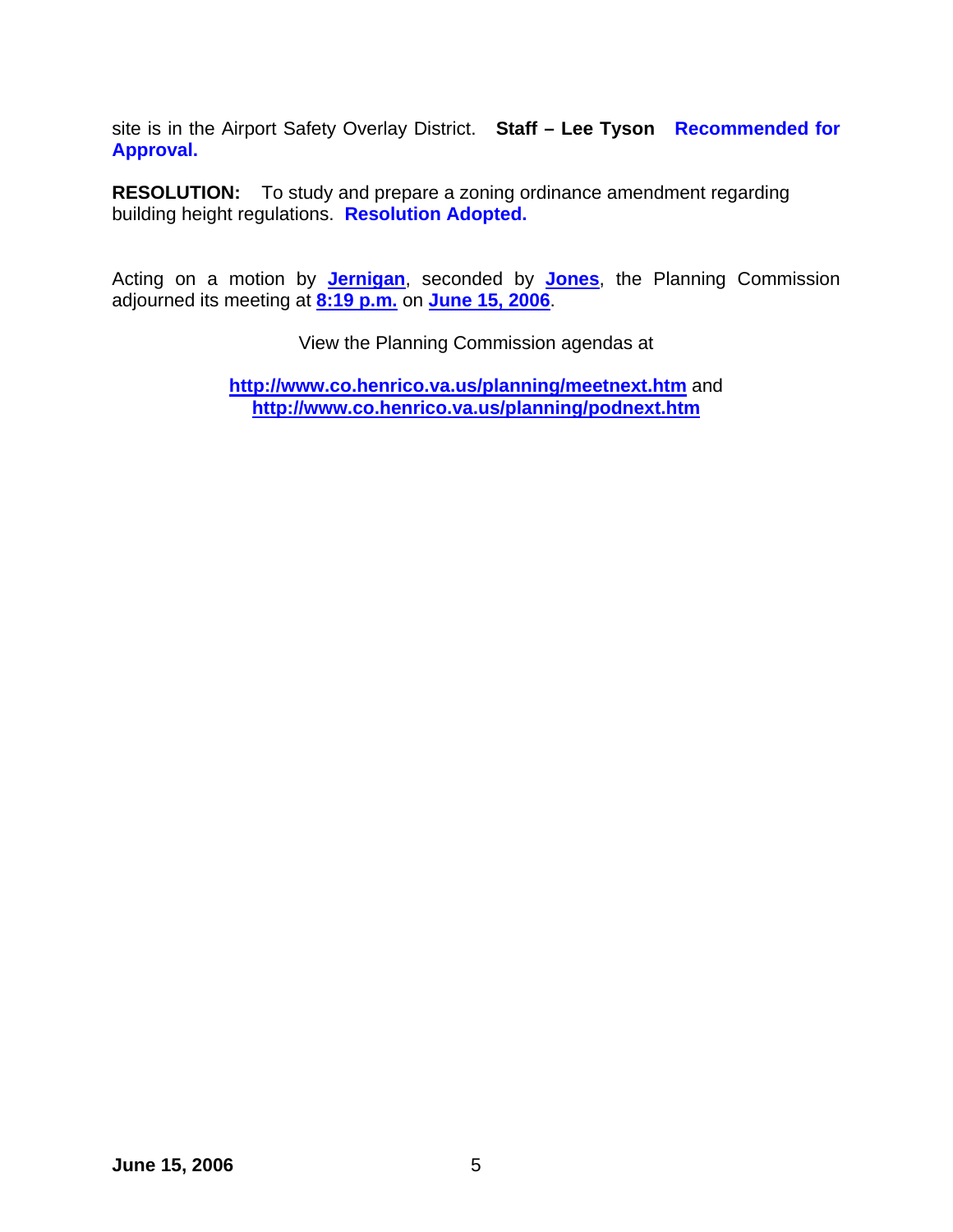site is in the Airport Safety Overlay District. **Staff – Lee Tyson** **Recommended for Approval.**

**RESOLUTION:** To study and prepare a zoning ordinance amendment regarding building height regulations. **Resolution Adopted.**

Acting on a motion by **Jernigan**, seconded by **Jones**, the Planning Commission adjourned its meeting at **8:19 p.m.** on **June 15, 2006**.

View the Planning Commission agendas at

**http://www.co.henrico.va.us/planning/meetnext.htm** and **http://www.co.henrico.va.us/planning/podnext.htm**